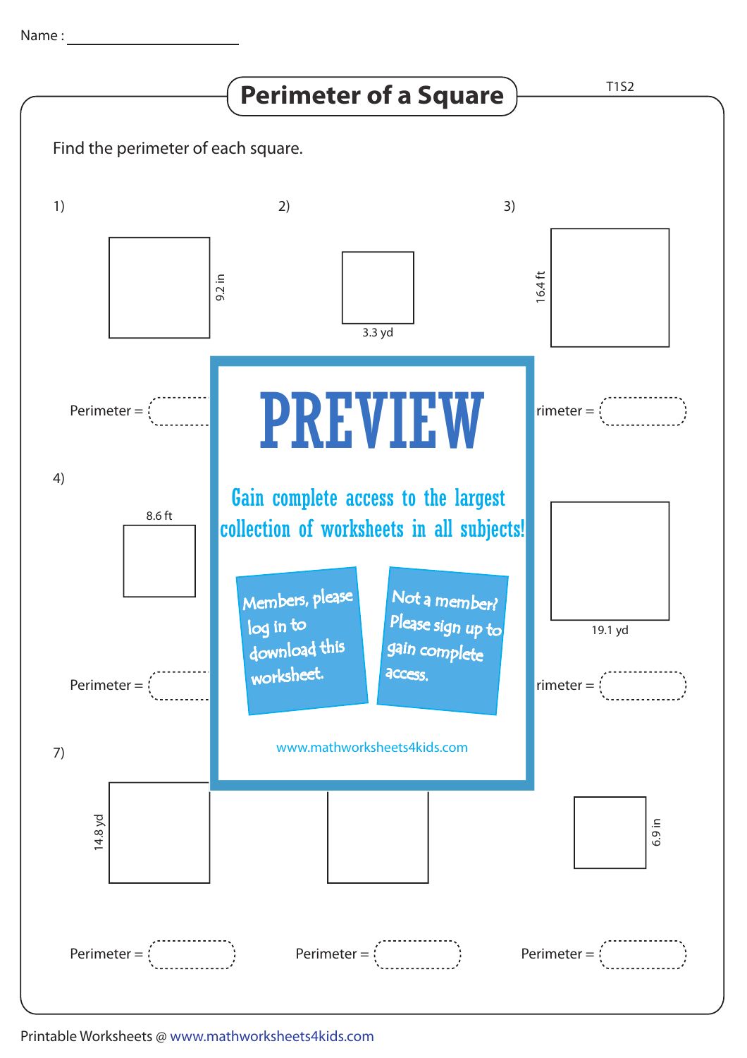Name : ____________________

# Perimeter of a Square

T1S2

Find the perimeter of each square.

1) 9.2 in

Perimeter = 

2) 3.3 yd

3) 16.4 ft

rimeter = 

4) 8.6 ft

Perimeter = 

19.1 yd

rimeter = 

**PREVIEW**

Gain complete access to the largest collection of worksheets in all subjects!

Members, please log in to download this worksheet.

Not a member? Please sign up to gain complete access.

www.mathworksheets4kids.com

7) 14.8 yd

Perimeter = 

Perimeter = 

6.9 in

Perimeter = 

Printable Worksheets @ www.mathworksheets4kids.com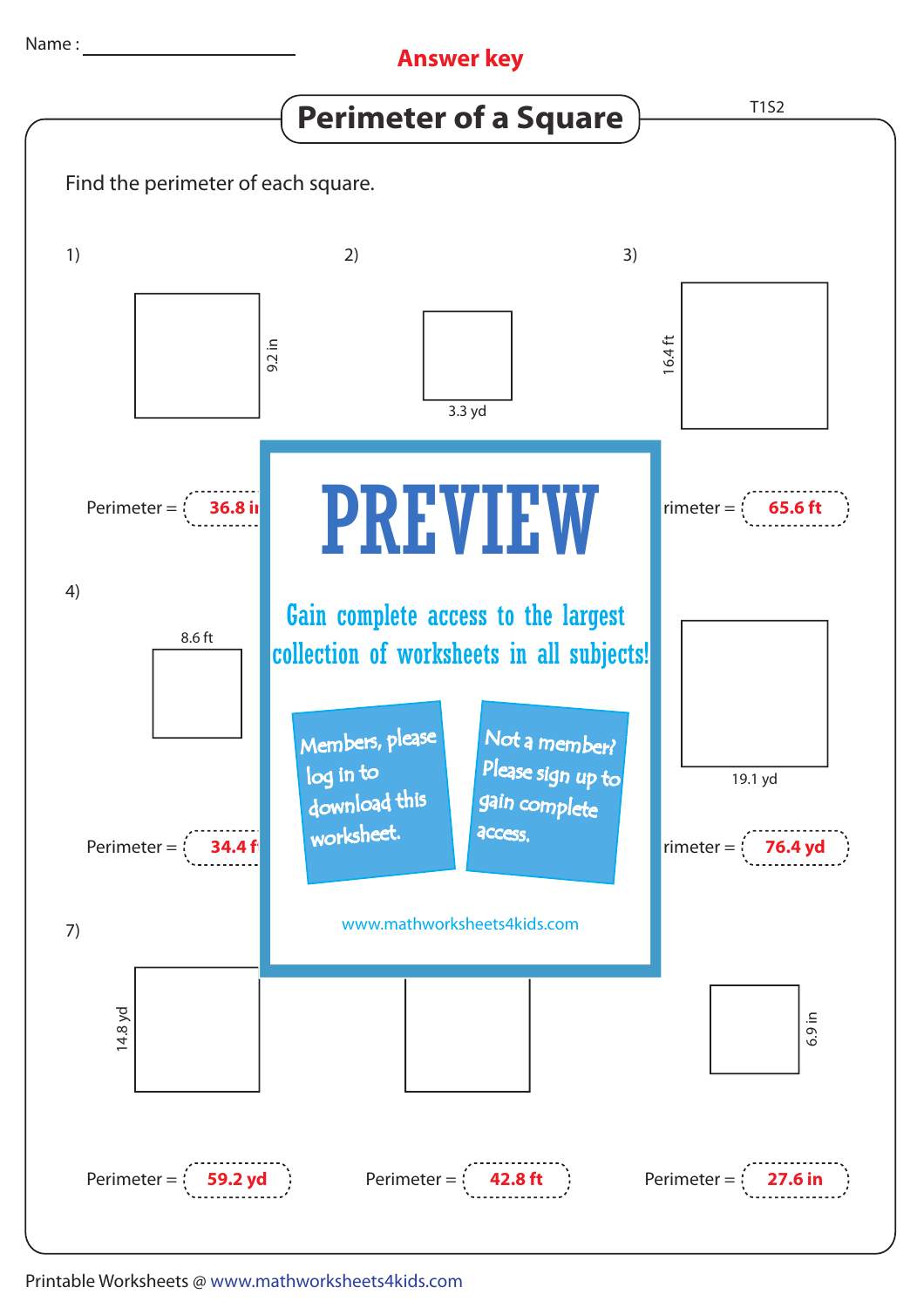Name : ____________________

**Answer key**

# Perimeter of a Square

T1S2

Find the perimeter of each square.

1) 9.2 in

Perimeter = **36.8 i**

2) 3.3 yd

3) 16.4 ft

Perimeter = **65.6 ft**

4) 8.6 ft

Perimeter = **34.4 f**

19.1 yd

Perimeter = **76.4 yd**

# PREVIEW

Gain complete access to the largest collection of worksheets in all subjects!

Members, please log in to download this worksheet.

Not a member? Please sign up to gain complete access.

www.mathworksheets4kids.com

7) 14.8 yd

Perimeter = **59.2 yd**

Perimeter = **42.8 ft**

6.9 in

Perimeter = **27.6 in**

Printable Worksheets @ www.mathworksheets4kids.com